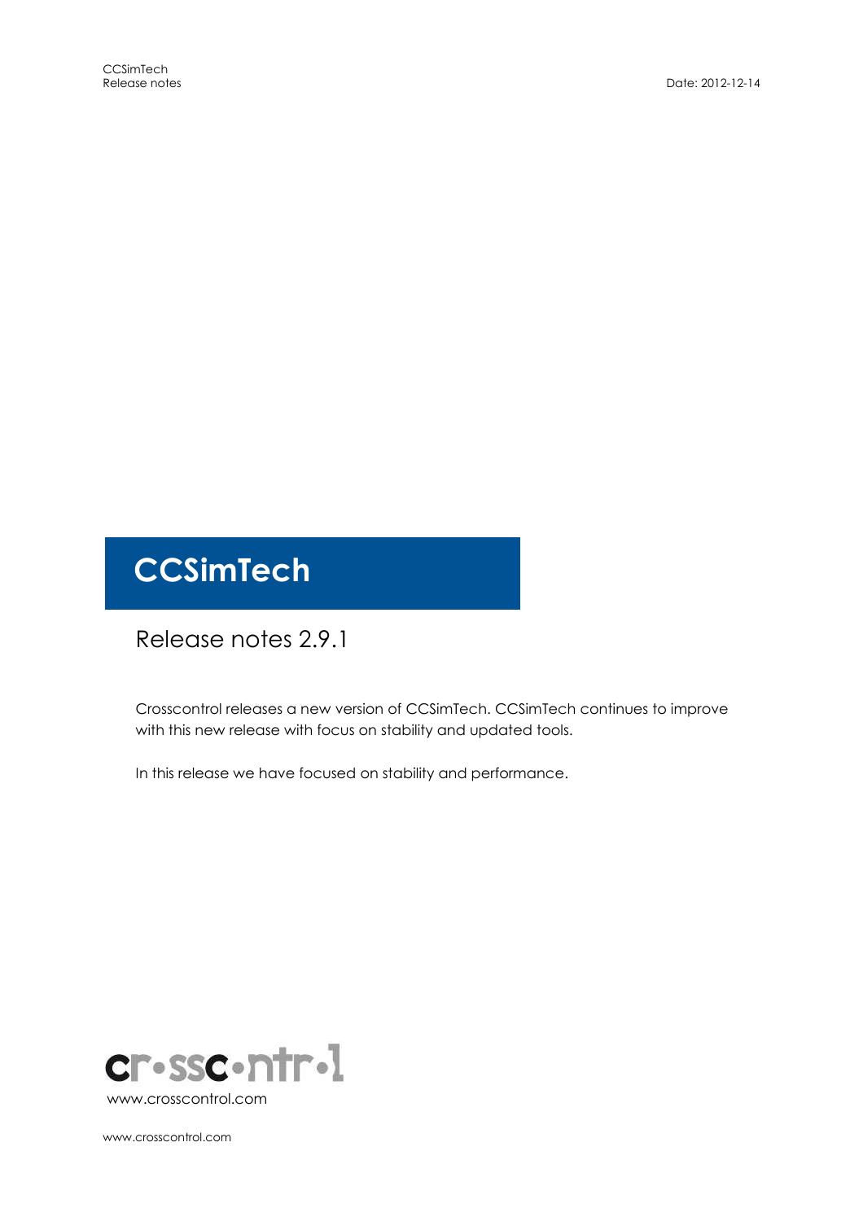# CCSimTech

## Release notes 2.9.1

Crosscontrol releases a new version of CCSimTech. CCSimTech continues to improve with this new release with focus on stability and updated tools.

In this release we have focused on stability and performance.

www.crosscontrol.com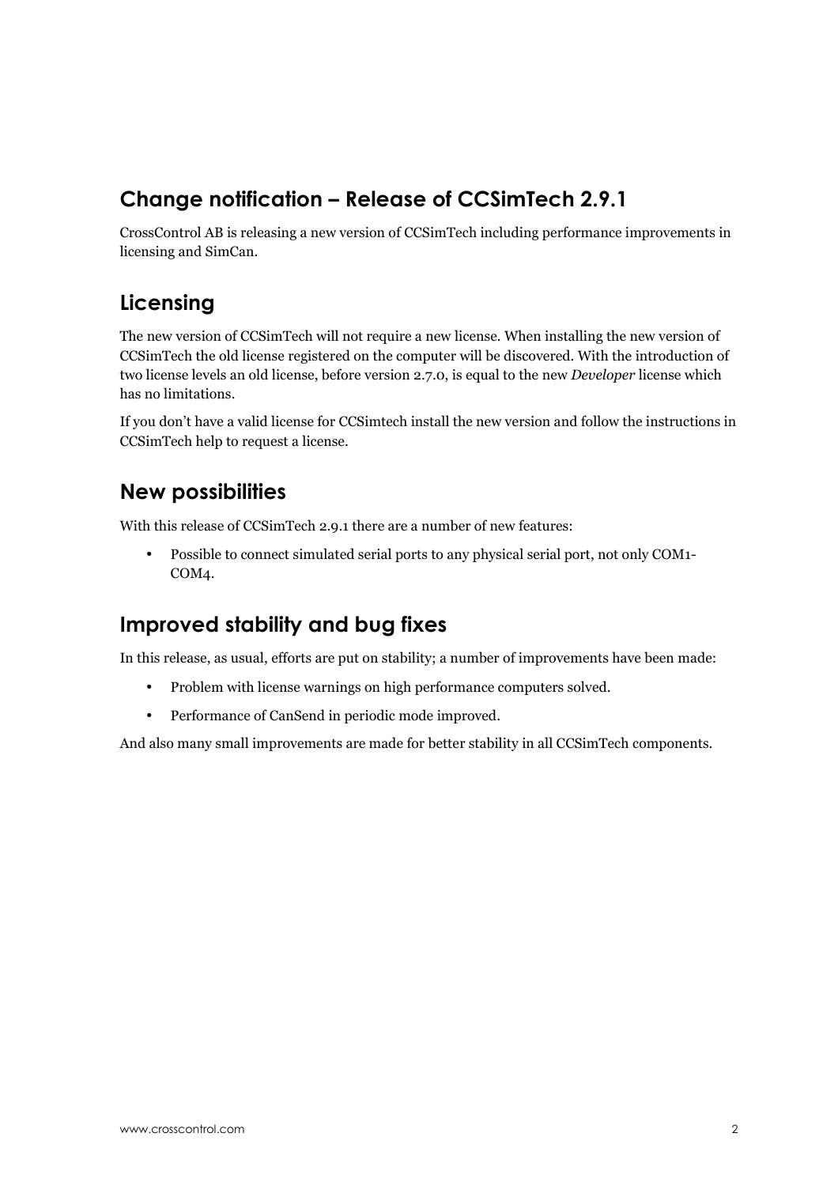## Change notification – Release of CCSimTech 2.9.1

CrossControl AB is releasing a new version of CCSimTech including performance improvements in licensing and SimCan.

## Licensing

The new version of CCSimTech will not require a new license. When installing the new version of CCSimTech the old license registered on the computer will be discovered. With the introduction of two license levels an old license, before version 2.7.0, is equal to the new *Developer* license which has no limitations.

If you don't have a valid license for CCSimtech install the new version and follow the instructions in CCSimTech help to request a license.

## New possibilities

With this release of CCSimTech 2.9.1 there are a number of new features:

- Possible to connect simulated serial ports to any physical serial port, not only COM1-COM4.

## Improved stability and bug fixes

In this release, as usual, efforts are put on stability; a number of improvements have been made:

- Problem with license warnings on high performance computers solved.
- Performance of CanSend in periodic mode improved.

And also many small improvements are made for better stability in all CCSimTech components.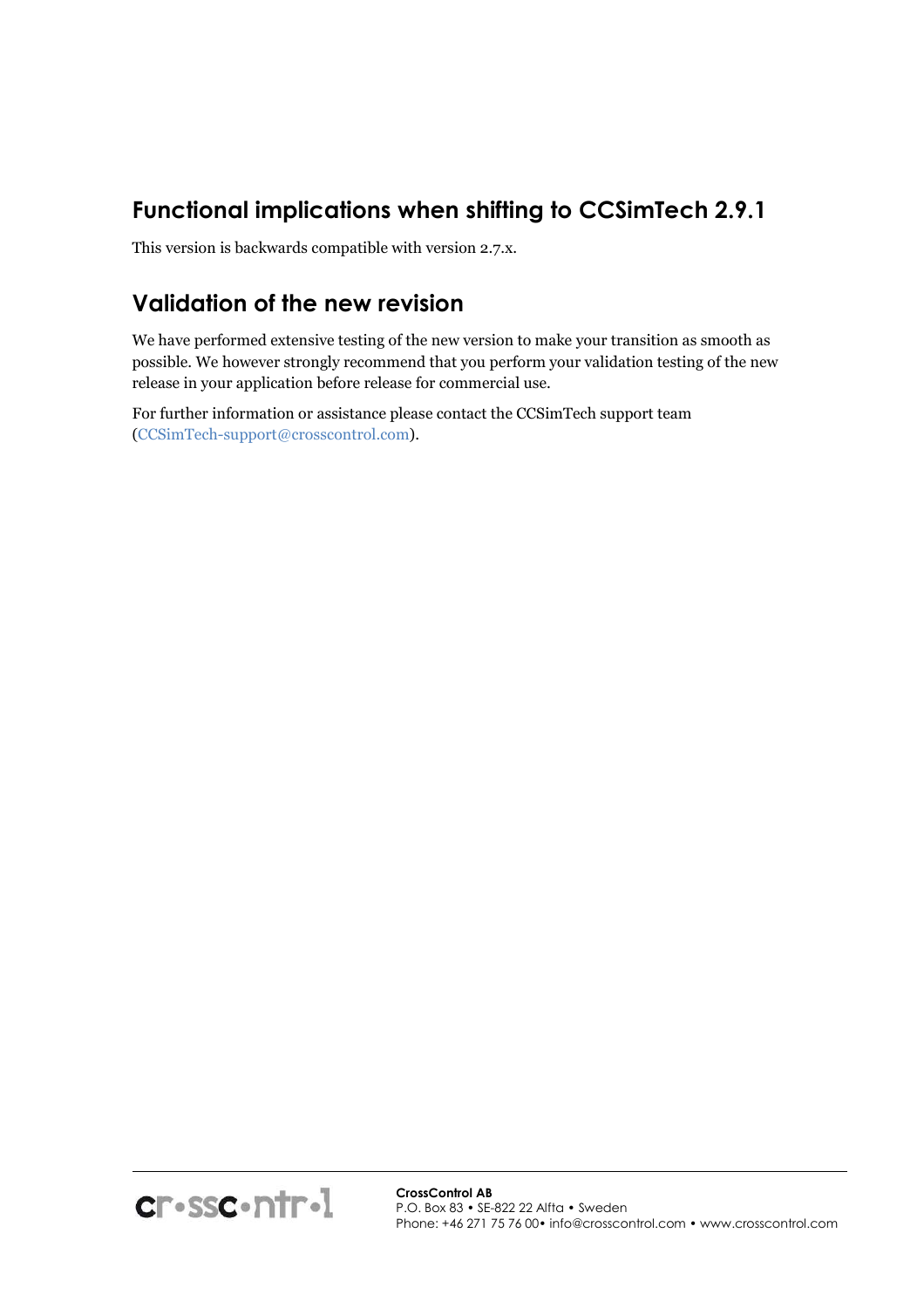## Functional implications when shifting to CCSimTech 2.9.1

This version is backwards compatible with version 2.7.x.

## Validation of the new revision

We have performed extensive testing of the new version to make your transition as smooth as possible. We however strongly recommend that you perform your validation testing of the new release in your application before release for commercial use.

For further information or assistance please contact the CCSimTech support team (CCSimTech-support@crosscontrol.com).